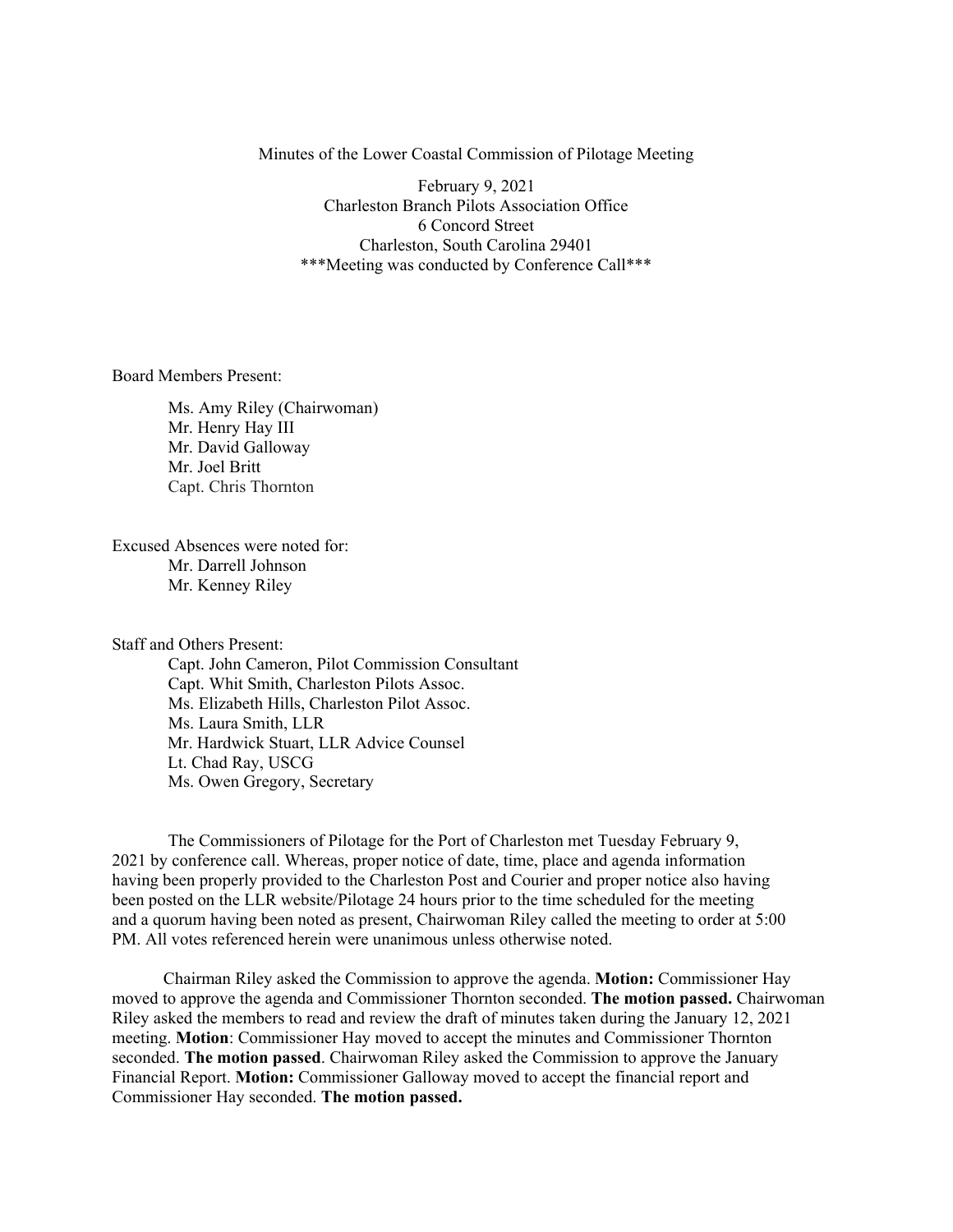Minutes of the Lower Coastal Commission of Pilotage Meeting

February 9, 2021
Charleston Branch Pilots Association Office
6 Concord Street
Charleston, South Carolina 29401
\*\*\*Meeting was conducted by Conference Call\*\*\*

Board Members Present:

Ms. Amy Riley (Chairwoman)
Mr. Henry Hay III
Mr. David Galloway
Mr. Joel Britt
Capt. Chris Thornton

Excused Absences were noted for:
Mr. Darrell Johnson
Mr. Kenney Riley

Staff and Others Present:
Capt. John Cameron, Pilot Commission Consultant
Capt. Whit Smith, Charleston Pilots Assoc.
Ms. Elizabeth Hills, Charleston Pilot Assoc.
Ms. Laura Smith, LLR
Mr. Hardwick Stuart, LLR Advice Counsel
Lt. Chad Ray, USCG
Ms. Owen Gregory, Secretary

The Commissioners of Pilotage for the Port of Charleston met Tuesday February 9, 2021 by conference call. Whereas, proper notice of date, time, place and agenda information having been properly provided to the Charleston Post and Courier and proper notice also having been posted on the LLR website/Pilotage 24 hours prior to the time scheduled for the meeting and a quorum having been noted as present, Chairwoman Riley called the meeting to order at 5:00 PM. All votes referenced herein were unanimous unless otherwise noted.

Chairman Riley asked the Commission to approve the agenda. **Motion:** Commissioner Hay moved to approve the agenda and Commissioner Thornton seconded. **The motion passed.** Chairwoman Riley asked the members to read and review the draft of minutes taken during the January 12, 2021 meeting. **Motion**: Commissioner Hay moved to accept the minutes and Commissioner Thornton seconded. **The motion passed**. Chairwoman Riley asked the Commission to approve the January Financial Report. **Motion:** Commissioner Galloway moved to accept the financial report and Commissioner Hay seconded. **The motion passed.**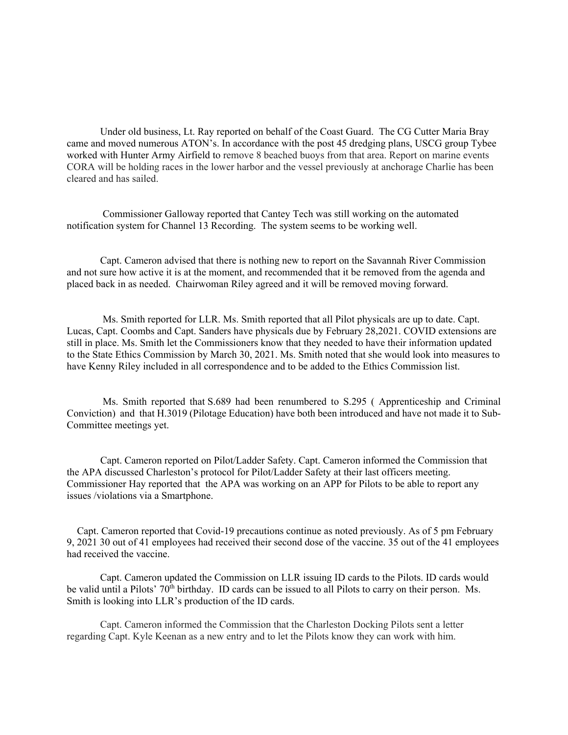Under old business, Lt. Ray reported on behalf of the Coast Guard. The CG Cutter Maria Bray came and moved numerous ATON's. In accordance with the post 45 dredging plans, USCG group Tybee worked with Hunter Army Airfield to remove 8 beached buoys from that area. Report on marine events CORA will be holding races in the lower harbor and the vessel previously at anchorage Charlie has been cleared and has sailed.

Commissioner Galloway reported that Cantey Tech was still working on the automated notification system for Channel 13 Recording. The system seems to be working well.

Capt. Cameron advised that there is nothing new to report on the Savannah River Commission and not sure how active it is at the moment, and recommended that it be removed from the agenda and placed back in as needed. Chairwoman Riley agreed and it will be removed moving forward.

Ms. Smith reported for LLR. Ms. Smith reported that all Pilot physicals are up to date. Capt. Lucas, Capt. Coombs and Capt. Sanders have physicals due by February 28,2021. COVID extensions are still in place. Ms. Smith let the Commissioners know that they needed to have their information updated to the State Ethics Commission by March 30, 2021. Ms. Smith noted that she would look into measures to have Kenny Riley included in all correspondence and to be added to the Ethics Commission list.

Ms. Smith reported that S.689 had been renumbered to S.295 ( Apprenticeship and Criminal Conviction) and that H.3019 (Pilotage Education) have both been introduced and have not made it to Sub-Committee meetings yet.

Capt. Cameron reported on Pilot/Ladder Safety. Capt. Cameron informed the Commission that the APA discussed Charleston's protocol for Pilot/Ladder Safety at their last officers meeting. Commissioner Hay reported that the APA was working on an APP for Pilots to be able to report any issues /violations via a Smartphone.

Capt. Cameron reported that Covid-19 precautions continue as noted previously. As of 5 pm February 9, 2021 30 out of 41 employees had received their second dose of the vaccine. 35 out of the 41 employees had received the vaccine.

Capt. Cameron updated the Commission on LLR issuing ID cards to the Pilots. ID cards would be valid until a Pilots' 70th birthday. ID cards can be issued to all Pilots to carry on their person. Ms. Smith is looking into LLR's production of the ID cards.

Capt. Cameron informed the Commission that the Charleston Docking Pilots sent a letter regarding Capt. Kyle Keenan as a new entry and to let the Pilots know they can work with him.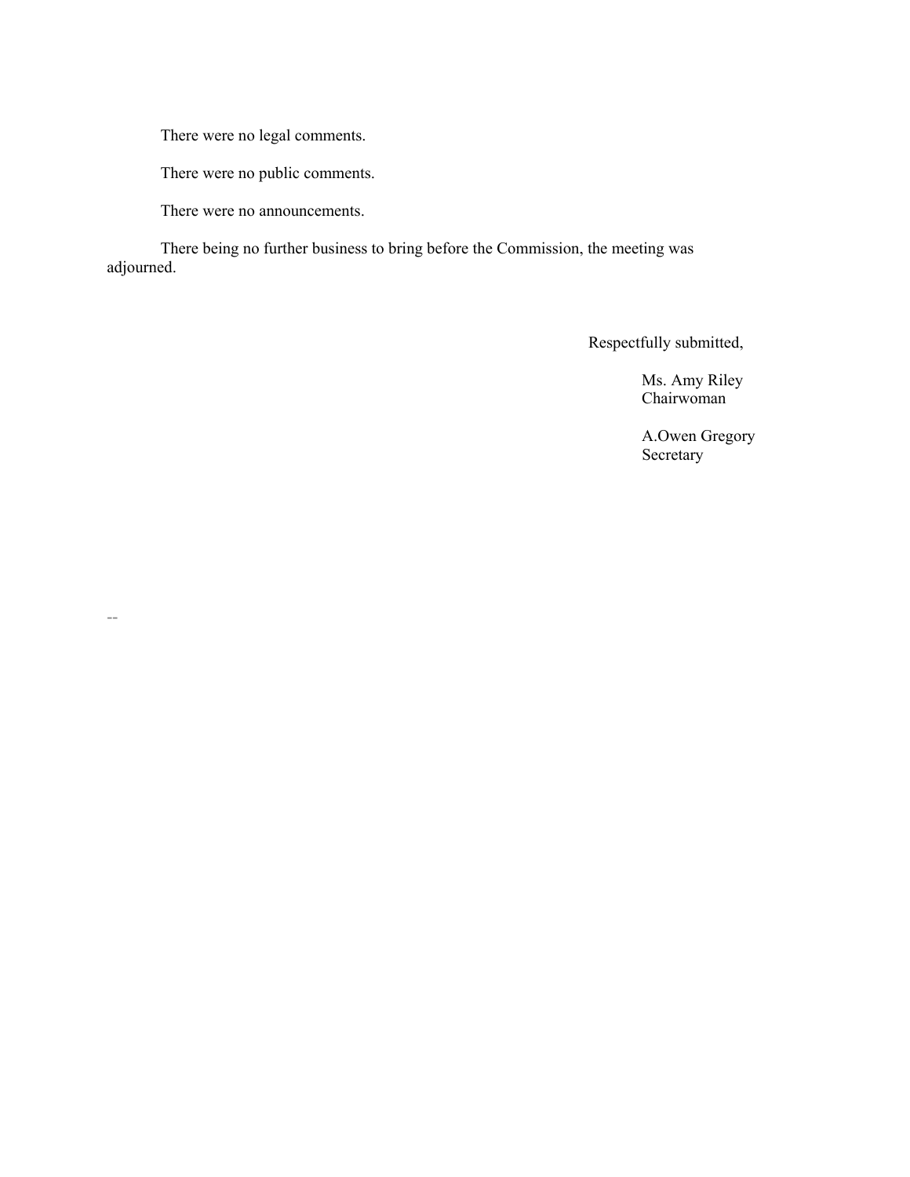There were no legal comments.

There were no public comments.

There were no announcements.

There being no further business to bring before the Commission, the meeting was adjourned.

Respectfully submitted,

Ms. Amy Riley
Chairwoman

A.Owen Gregory
Secretary

--